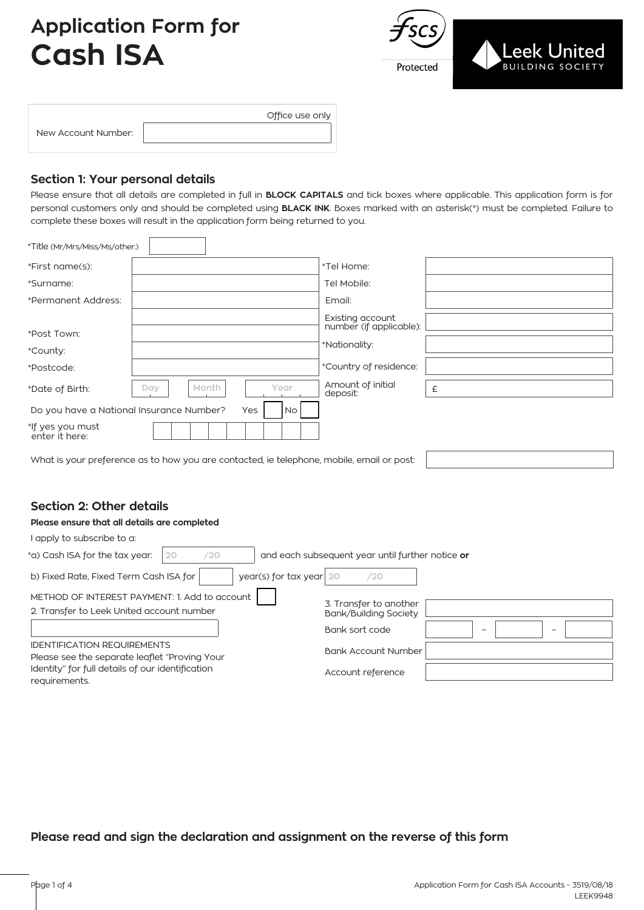# Application Form for
# Cash ISA

Protected

Leek United BUILDING SOCIETY

Office use only

New Account Number:

## Section 1: Your personal details

Please ensure that all details are completed in full in **BLOCK CAPITALS** and tick boxes where applicable. This application form is for personal customers only and should be completed using **BLACK INK**. Boxes marked with an asterisk(*) must be completed. Failure to complete these boxes will result in the application form being returned to you.

*Title (Mr/Mrs/Miss/Ms/other.)

| | | | |
|---|---|---|---|
| *First name(s): | | *Tel Home: | |
| *Surname: | | Tel Mobile: | |
| *Permanent Address: | | Email: | |
| | | Existing account number (if applicable): | |
| *Post Town: | | *Nationality: | |
| *County: | | | |
| *Postcode: | | *Country of residence: | |
| *Date of Birth: | Day / Month / Year | Amount of initial deposit: | £ |

Do you have a National Insurance Number? Yes ☐ No ☐

*If yes you must enter it here:

What is your preference as to how you are contacted, ie telephone, mobile, email or post:

## Section 2: Other details

**Please ensure that all details are completed**

I apply to subscribe to a:

*a) Cash ISA for the tax year: 20 /20 and each subsequent year until further notice **or**

b) Fixed Rate, Fixed Term Cash ISA for ____ year(s) for tax year 20 /20

METHOD OF INTEREST PAYMENT: 1. Add to account ☐

2. Transfer to Leek United account number

3. Transfer to another Bank/Building Society

Bank sort code ___ – ___ – ___

Bank Account Number

Account reference

IDENTIFICATION REQUIREMENTS
Please see the separate leaflet "Proving Your Identity" for full details of our identification requirements.

**Please read and sign the declaration and assignment on the reverse of this form**

Application Form for Cash ISA Accounts - 3519/08/18
LEEK9948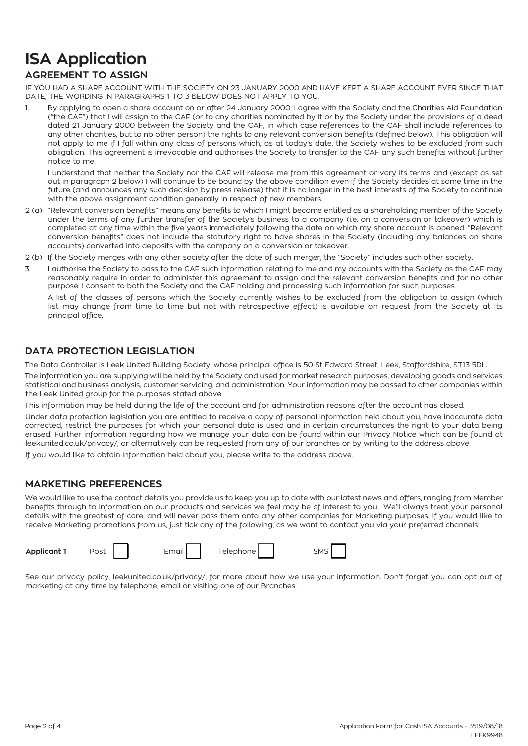# ISA Application

## AGREEMENT TO ASSIGN

IF YOU HAD A SHARE ACCOUNT WITH THE SOCIETY ON 23 JANUARY 2000 AND HAVE KEPT A SHARE ACCOUNT EVER SINCE THAT DATE, THE WORDING IN PARAGRAPHS 1 TO 3 BELOW DOES NOT APPLY TO YOU.

1. By applying to open a share account on or after 24 January 2000, I agree with the Society and the Charities Aid Foundation ("the CAF") that I will assign to the CAF (or to any charities nominated by it or by the Society under the provisions of a deed dated 21 January 2000 between the Society and the CAF, in which case references to the CAF shall include references to any other charities, but to no other person) the rights to any relevant conversion benefits (defined below). This obligation will not apply to me if I fall within any class of persons which, as at today's date, the Society wishes to be excluded from such obligation. This agreement is irrevocable and authorises the Society to transfer to the CAF any such benefits without further notice to me.

   I understand that neither the Society nor the CAF will release me from this agreement or vary its terms and (except as set out in paragraph 2 below) I will continue to be bound by the above condition even if the Society decides at some time in the future (and announces any such decision by press release) that it is no longer in the best interests of the Society to continue with the above assignment condition generally in respect of new members.

2 (a) "Relevant conversion benefits" means any benefits to which I might become entitled as a shareholding member of the Society under the terms of any further transfer of the Society's business to a company (i.e. on a conversion or takeover) which is completed at any time within the five years immediately following the date on which my share account is opened. "Relevant conversion benefits" does not include the statutory right to have shares in the Society (including any balances on share accounts) converted into deposits with the company on a conversion or takeover.

2 (b) If the Society merges with any other society after the date of such merger, the "Society" includes such other society.

3. I authorise the Society to pass to the CAF such information relating to me and my accounts with the Society as the CAF may reasonably require in order to administer this agreement to assign and the relevant conversion benefits and for no other purpose. I consent to both the Society and the CAF holding and processing such information for such purposes.

   A list of the classes of persons which the Society currently wishes to be excluded from the obligation to assign (which list may change from time to time but not with retrospective effect) is available on request from the Society at its principal office.

## DATA PROTECTION LEGISLATION

The Data Controller is Leek United Building Society, whose principal office is 50 St Edward Street, Leek, Staffordshire, ST13 5DL.

The information you are supplying will be held by the Society and used for market research purposes, developing goods and services, statistical and business analysis, customer servicing, and administration. Your information may be passed to other companies within the Leek United group for the purposes stated above.

This information may be held during the life of the account and for administration reasons after the account has closed.

Under data protection legislation you are entitled to receive a copy of personal information held about you, have inaccurate data corrected, restrict the purposes for which your personal data is used and in certain circumstances the right to your data being erased. Further information regarding how we manage your data can be found within our Privacy Notice which can be found at leekunited.co.uk/privacy/, or alternatively can be requested from any of our branches or by writing to the address above.

If you would like to obtain information held about you, please write to the address above.

## MARKETING PREFERENCES

We would like to use the contact details you provide us to keep you up to date with our latest news and offers, ranging from Member benefits through to information on our products and services we feel may be of interest to you. We'll always treat your personal details with the greatest of care, and will never pass them onto any other companies for Marketing purposes. If you would like to receive Marketing promotions from us, just tick any of the following, as we want to contact you via your preferred channels:

**Applicant 1** Post ☐ Email ☐ Telephone ☐ SMS ☐

See our privacy policy, leekunited.co.uk/privacy/, for more about how we use your information. Don't forget you can opt out of marketing at any time by telephone, email or visiting one of our Branches.

Application Form for Cash ISA Accounts - 3519/08/18
LEEK9948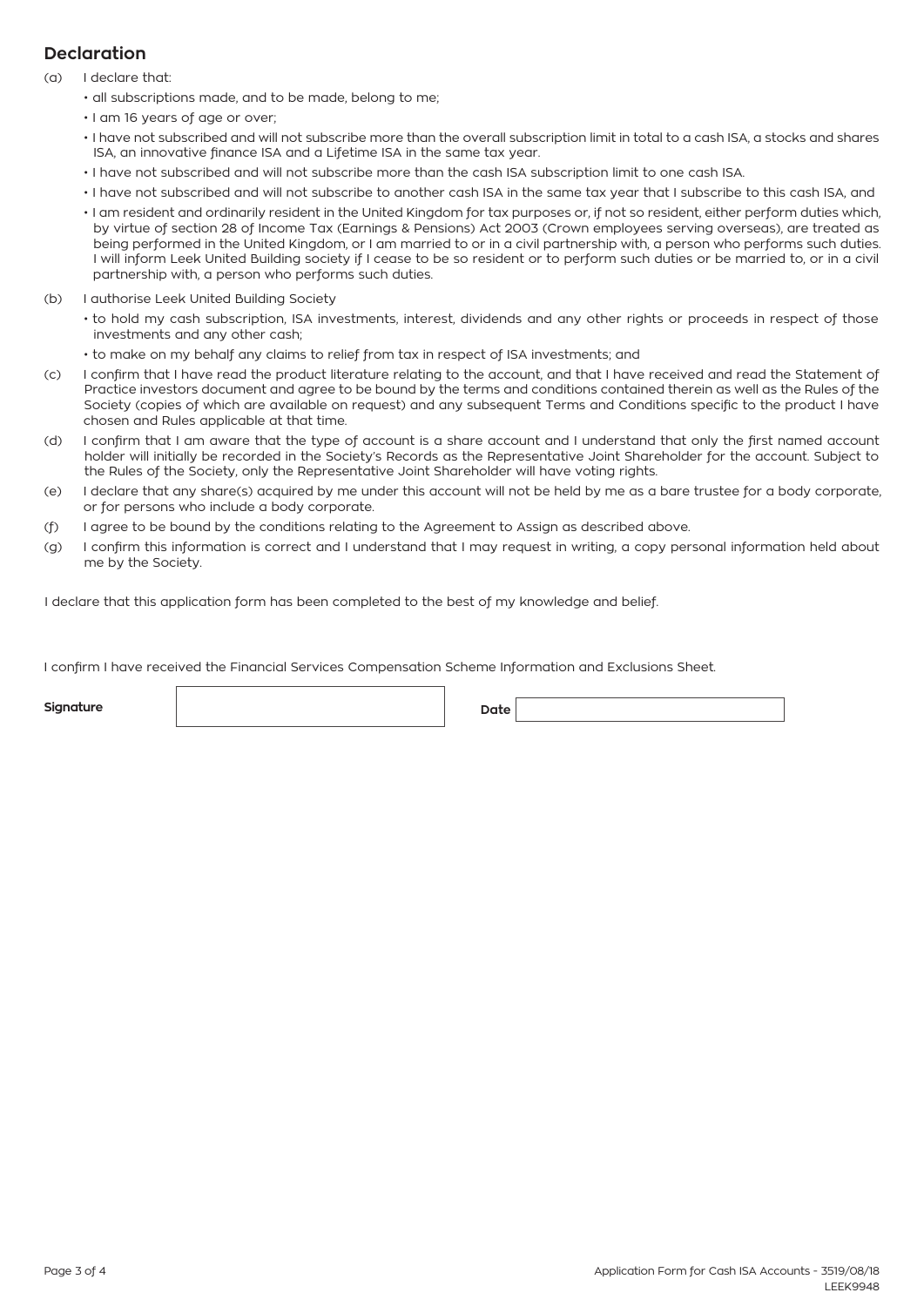## Declaration

(a) I declare that:

- all subscriptions made, and to be made, belong to me;
- I am 16 years of age or over;
- I have not subscribed and will not subscribe more than the overall subscription limit in total to a cash ISA, a stocks and shares ISA, an innovative finance ISA and a Lifetime ISA in the same tax year.
- I have not subscribed and will not subscribe more than the cash ISA subscription limit to one cash ISA.
- I have not subscribed and will not subscribe to another cash ISA in the same tax year that I subscribe to this cash ISA, and
- I am resident and ordinarily resident in the United Kingdom for tax purposes or, if not so resident, either perform duties which, by virtue of section 28 of Income Tax (Earnings & Pensions) Act 2003 (Crown employees serving overseas), are treated as being performed in the United Kingdom, or I am married to or in a civil partnership with, a person who performs such duties. I will inform Leek United Building society if I cease to be so resident or to perform such duties or be married to, or in a civil partnership with, a person who performs such duties.

(b) I authorise Leek United Building Society

- to hold my cash subscription, ISA investments, interest, dividends and any other rights or proceeds in respect of those investments and any other cash;
- to make on my behalf any claims to relief from tax in respect of ISA investments; and

(c) I confirm that I have read the product literature relating to the account, and that I have received and read the Statement of Practice investors document and agree to be bound by the terms and conditions contained therein as well as the Rules of the Society (copies of which are available on request) and any subsequent Terms and Conditions specific to the product I have chosen and Rules applicable at that time.

(d) I confirm that I am aware that the type of account is a share account and I understand that only the first named account holder will initially be recorded in the Society's Records as the Representative Joint Shareholder for the account. Subject to the Rules of the Society, only the Representative Joint Shareholder will have voting rights.

(e) I declare that any share(s) acquired by me under this account will not be held by me as a bare trustee for a body corporate, or for persons who include a body corporate.

(f) I agree to be bound by the conditions relating to the Agreement to Assign as described above.

(g) I confirm this information is correct and I understand that I may request in writing, a copy personal information held about me by the Society.

I declare that this application form has been completed to the best of my knowledge and belief.

I confirm I have received the Financial Services Compensation Scheme Information and Exclusions Sheet.

**Signature** ____________________ **Date** ____________________

Application Form for Cash ISA Accounts - 3519/08/18
LEEK9948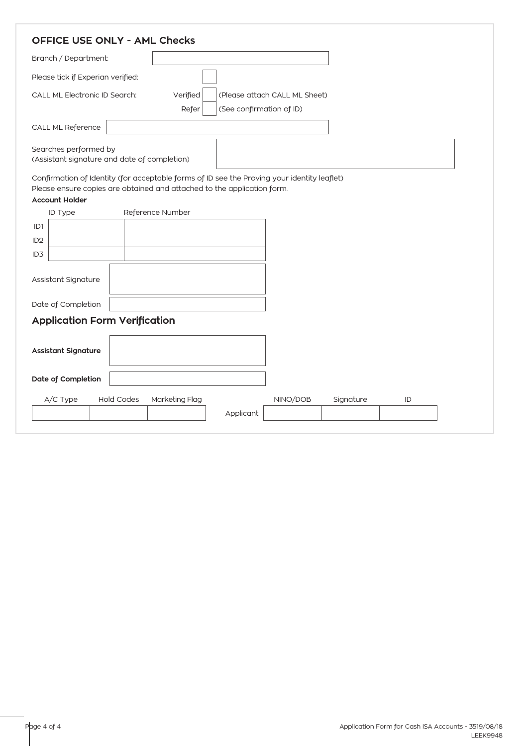## OFFICE USE ONLY - AML Checks

Branch / Department:

Please tick if Experian verified:

CALL ML Electronic ID Search: Verified (Please attach CALL ML Sheet)

Refer (See confirmation of ID)

CALL ML Reference

Searches performed by
(Assistant signature and date of completion)

Confirmation of Identity (for acceptable forms of ID see the Proving your identity leaflet)
Please ensure copies are obtained and attached to the application form.

**Account Holder**

| | ID Type | Reference Number |
|---|---|---|
| ID1 | | |
| ID2 | | |
| ID3 | | |

Assistant Signature

Date of Completion

## Application Form Verification

**Assistant Signature**

**Date of Completion**

| A/C Type | Hold Codes | Marketing Flag | | NINO/DOB | Signature | ID |
|---|---|---|---|---|---|---|
| | | | Applicant | | | |

Application Form for Cash ISA Accounts - 3519/08/18
LEEK9948